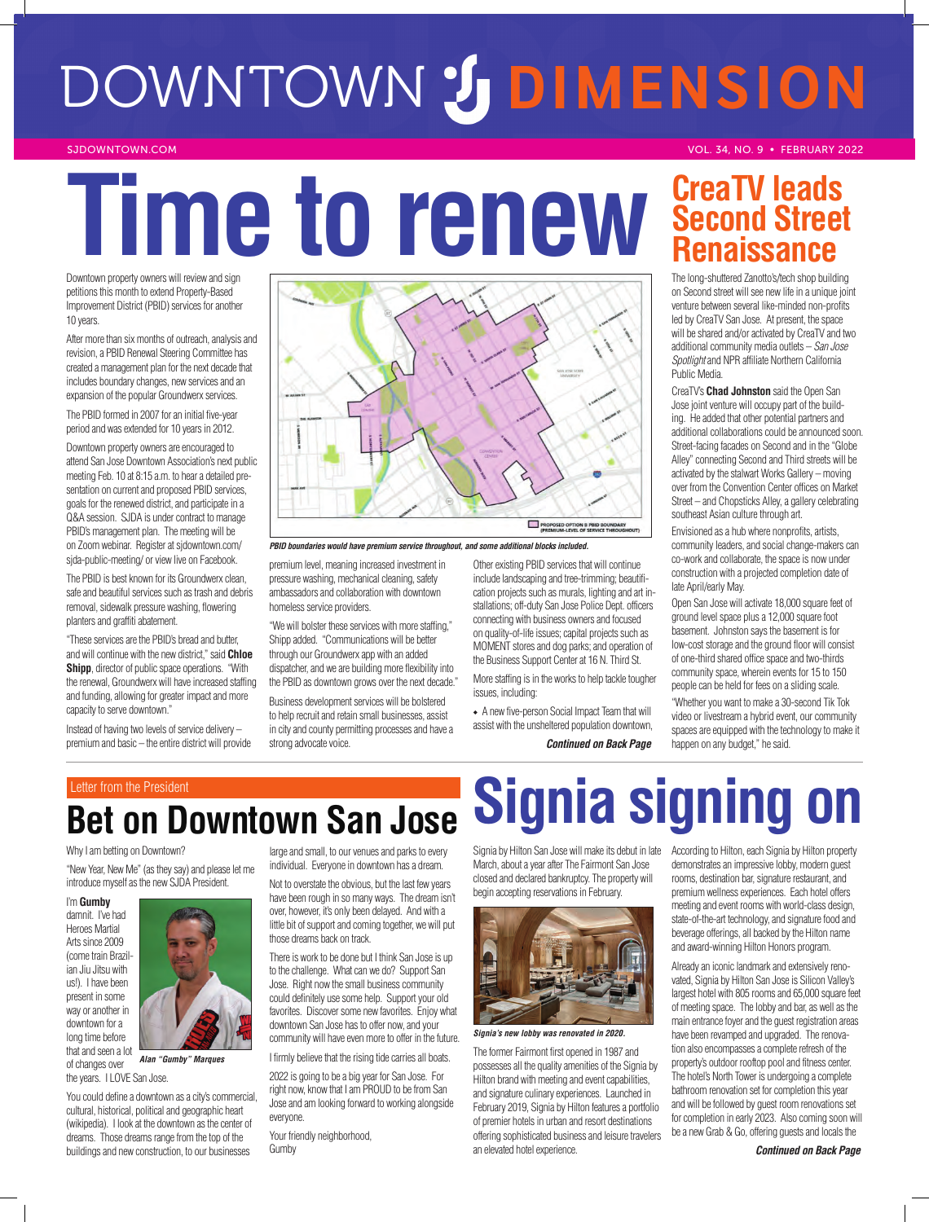# DOWNTOWN DIMENSION

SJDOWNTOWN.COM

VOL. 34, NO. 9 • FEBRUARY 2022

# Time to renew

Downtown property owners will review and sign petitions this month to extend Property-Based Improvement District (PBID) services for another 10 years.

After more than six months of outreach, analysis and revision, a PBID Renewal Steering Committee has created a management plan for the next decade that includes boundary changes, new services and an expansion of the popular Groundwerx services.

The PBID formed in 2007 for an initial five-year period and was extended for 10 years in 2012.

Downtown property owners are encouraged to attend San Jose Downtown Association's next public meeting Feb. 10 at 8:15 a.m. to hear a detailed presentation on current and proposed PBID services, goals for the renewed district, and participate in a Q&A session. SJDA is under contract to manage PBID's management plan. The meeting will be on Zoom webinar. Register at sjdowntown.com/sjda-public-meeting/ or view live on Facebook.

The PBID is best known for its Groundwerx clean, safe and beautiful services such as trash and debris removal, sidewalk pressure washing, flowering planters and graffiti abatement.

"These services are the PBID's bread and butter, and will continue with the new district," said **Chloe Shipp**, director of public space operations. "With the renewal, Groundwerx will have increased staffing and funding, allowing for greater impact and more capacity to serve downtown."

Instead of having two levels of service delivery – premium and basic – the entire district will provide premium level, meaning increased investment in pressure washing, mechanical cleaning, safety ambassadors and collaboration with downtown homeless service providers.

"We will bolster these services with more staffing," Shipp added. "Communications will be better through our Groundwerx app with an added dispatcher, and we are building more flexibility into the PBID as downtown grows over the next decade."

Business development services will be bolstered to help recruit and retain small businesses, assist in city and county permitting processes and have a strong advocate voice.

Other existing PBID services that will continue include landscaping and tree-trimming; beautification projects such as murals, lighting and art installations; off-duty San Jose Police Dept. officers connecting with business owners and focused on quality-of-life issues; capital projects such as MOMENT stores and dog parks; and operation of the Business Support Center at 16 N. Third St.

More staffing is in the works to help tackle tougher issues, including:

- A new five-person Social Impact Team that will assist with the unsheltered population downtown,

***Continued on Back Page***

PROPOSED OPTION B PBID BOUNDARY (PREMIUM-LEVEL OF SERVICE THROUGHOUT)

*PBID boundaries would have premium service throughout, and some additional blocks included.*

# CreaTV leads Second Street Renaissance

The long-shuttered Zanotto's/tech shop building on Second street will see new life in a unique joint venture between several like-minded non-profits led by CreaTV San Jose. At present, the space will be shared and/or activated by CreaTV and two additional community media outlets – *San Jose Spotlight* and NPR affiliate Northern California Public Media.

CreaTV's **Chad Johnston** said the Open San Jose joint venture will occupy part of the building. He added that other potential partners and additional collaborations could be announced soon. Street-facing facades on Second and in the "Globe Alley" connecting Second and Third streets will be activated by the stalwart Works Gallery – moving over from the Convention Center offices on Market Street – and Chopsticks Alley, a gallery celebrating southeast Asian culture through art.

Envisioned as a hub where nonprofits, artists, community leaders, and social change-makers can co-work and collaborate, the space is now under construction with a projected completion date of late April/early May.

Open San Jose will activate 18,000 square feet of ground level space plus a 12,000 square foot basement. Johnston says the basement is for low-cost storage and the ground floor will consist of one-third shared office space and two-thirds community space, wherein events for 15 to 150 people can be held for fees on a sliding scale.

"Whether you want to make a 30-second Tik Tok video or livestream a hybrid event, our community spaces are equipped with the technology to make it happen on any budget," he said.

Letter from the President

# Bet on Downtown San Jose

Why I am betting on Downtown?

"New Year, New Me" (as they say) and please let me introduce myself as the new SJDA President.

I'm **Gumby** damnit. I've had Heroes Martial Arts since 2009 (come train Brazilian Jiu Jitsu with us!). I have been present in some way or another in downtown for a long time before that and seen a lot of changes over the years. I LOVE San Jose.

*Alan "Gumby" Marques*

You could define a downtown as a city's commercial, cultural, historical, political and geographic heart (wikipedia). I look at the downtown as the center of dreams. Those dreams range from the top of the buildings and new construction, to our businesses large and small, to our venues and parks to every individual. Everyone in downtown has a dream.

Not to overstate the obvious, but the last few years have been rough in so many ways. The dream isn't over, however, it's only been delayed. And with a little bit of support and coming together, we will put those dreams back on track.

There is work to be done but I think San Jose is up to the challenge. What can we do? Support San Jose. Right now the small business community could definitely use some help. Support your old favorites. Discover some new favorites. Enjoy what downtown San Jose has to offer now, and your community will have even more to offer in the future.

I firmly believe that the rising tide carries all boats.

2022 is going to be a big year for San Jose. For right now, know that I am PROUD to be from San Jose and am looking forward to working alongside everyone.

Your friendly neighborhood,
Gumby

# Signia signing on

Signia by Hilton San Jose will make its debut in late March, about a year after The Fairmont San Jose closed and declared bankruptcy. The property will begin accepting reservations in February.

*Signia's new lobby was renovated in 2020.*

The former Fairmont first opened in 1987 and possesses all the quality amenities of the Signia by Hilton brand with meeting and event capabilities, and signature culinary experiences. Launched in February 2019, Signia by Hilton features a portfolio of premier hotels in urban and resort destinations offering sophisticated business and leisure travelers an elevated hotel experience.

According to Hilton, each Signia by Hilton property demonstrates an impressive lobby, modern guest rooms, destination bar, signature restaurant, and premium wellness experiences. Each hotel offers meeting and event rooms with world-class design, state-of-the-art technology, and signature food and beverage offerings, all backed by the Hilton name and award-winning Hilton Honors program.

Already an iconic landmark and extensively renovated, Signia by Hilton San Jose is Silicon Valley's largest hotel with 805 rooms and 65,000 square feet of meeting space. The lobby and bar, as well as the main entrance foyer and the guest registration areas have been revamped and upgraded. The renovation also encompasses a complete refresh of the property's outdoor rooftop pool and fitness center. The hotel's North Tower is undergoing a complete bathroom renovation set for completion this year and will be followed by guest room renovations set for completion in early 2023. Also coming soon will be a new Grab & Go, offering guests and locals the

***Continued on Back Page***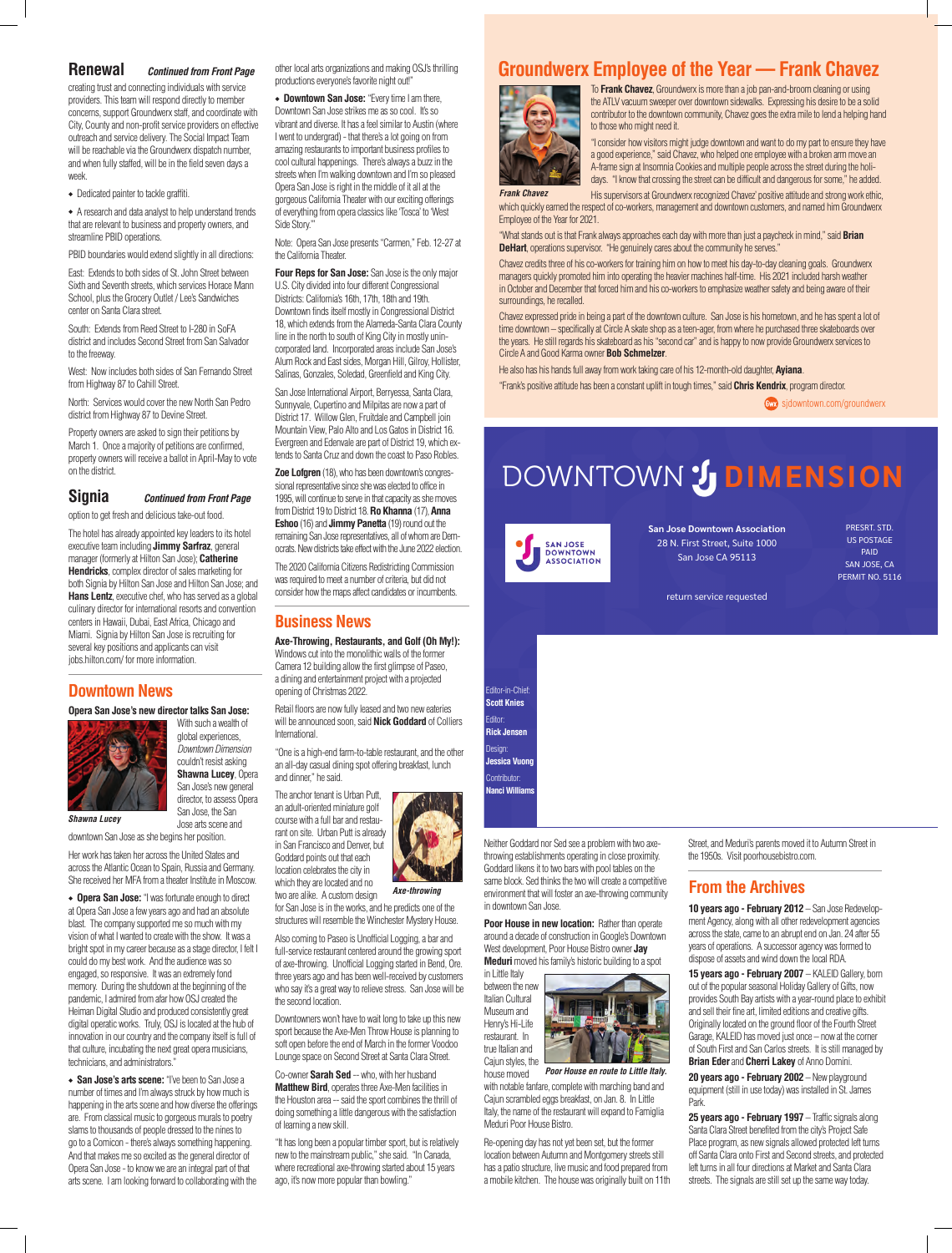## Renewal *Continued from Front Page*

creating trust and connecting individuals with service providers. This team will respond directly to member concerns, support Groundwerx staff, and coordinate with City, County and non-profit service providers on effective outreach and service delivery. The Social Impact Team will be reachable via the Groundwerx dispatch number, and when fully staffed, will be in the field seven days a week.

- Dedicated painter to tackle graffiti.
- A research and data analyst to help understand trends that are relevant to business and property owners, and streamline PBID operations.

PBID boundaries would extend slightly in all directions:

East: Extends to both sides of St. John Street between Sixth and Seventh streets, which services Horace Mann School, plus the Grocery Outlet / Lee's Sandwiches center on Santa Clara street.

South: Extends from Reed Street to I-280 in SoFA district and includes Second Street from San Salvador to the freeway.

West: Now includes both sides of San Fernando Street from Highway 87 to Cahill Street.

North: Services would cover the new North San Pedro district from Highway 87 to Devine Street.

Property owners are asked to sign their petitions by March 1. Once a majority of petitions are confirmed, property owners will receive a ballot in April-May to vote on the district.

## Signia *Continued from Front Page*

option to get fresh and delicious take-out food.

The hotel has already appointed key leaders to its hotel executive team including **Jimmy Sarfraz**, general manager (formerly at Hilton San Jose); **Catherine Hendricks**, complex director of sales marketing for both Signia by Hilton San Jose and Hilton San Jose; and **Hans Lentz**, executive chef, who has served as a global culinary director for international resorts and convention centers in Hawaii, Dubai, East Africa, Chicago and Miami. Signia by Hilton San Jose is recruiting for several key positions and applicants can visit jobs.hilton.com/ for more information.

## Downtown News

### Opera San Jose's new director talks San Jose:

With such a wealth of global experiences, *Downtown Dimension* couldn't resist asking **Shawna Lucey**, Opera San Jose's new general director, to assess Opera San Jose, the San Jose arts scene and downtown San Jose as she begins her position.

*Shawna Lucey*

Her work has taken her across the United States and across the Atlantic Ocean to Spain, Russia and Germany. She received her MFA from a theater Institute in Moscow.

- **Opera San Jose:** "I was fortunate enough to direct at Opera San Jose a few years ago and had an absolute blast. The company supported me so much with my vision of what I wanted to create with the show. It was a bright spot in my career because as a stage director, I felt I could do my best work. And the audience was so engaged, so responsive. It was an extremely fond memory. During the shutdown at the beginning of the pandemic, I admired from afar how OSJ created the Heiman Digital Studio and produced consistently great digital operatic works. Truly, OSJ is located at the hub of innovation in our country and the company itself is full of that culture, incubating the next great opera musicians, technicians, and administrators."

- **San Jose's arts scene:** "I've been to San Jose a number of times and I'm always struck by how much is happening in the arts scene and how diverse the offerings are. From classical music to gorgeous murals to poetry slams to thousands of people dressed to the nines to go to a Comicon - there's always something happening. And that makes me so excited as the general director of Opera San Jose - to know we are an integral part of that arts scene. I am looking forward to collaborating with the other local arts organizations and making OSJ's thrilling productions everyone's favorite night out!"

- **Downtown San Jose:** "Every time I am there, Downtown San Jose strikes me as so cool. It's so vibrant and diverse. It has a feel similar to Austin (where I went to undergrad) - that there's a lot going on from amazing restaurants to important business profiles to cool cultural happenings. There's always a buzz in the streets when I'm walking downtown and I'm so pleased Opera San Jose is right in the middle of it all at the gorgeous California Theater with our exciting offerings of everything from opera classics like 'Tosca' to 'West Side Story.'"

Note: Opera San Jose presents "Carmen," Feb. 12-27 at the California Theater.

**Four Reps for San Jose:** San Jose is the only major U.S. City divided into four different Congressional Districts: California's 16th, 17th, 18th and 19th. Downtown finds itself mostly in Congressional District 18, which extends from the Alameda-Santa Clara County line in the north to south of King City in mostly unincorporated land. Incorporated areas include San Jose's Alum Rock and East sides, Morgan Hill, Gilroy, Hollister, Salinas, Gonzales, Soledad, Greenfield and King City.

San Jose International Airport, Berryessa, Santa Clara, Sunnyvale, Cupertino and Milpitas are now a part of District 17. Willow Glen, Fruitdale and Campbell join Mountain View, Palo Alto and Los Gatos in District 16. Evergreen and Edenvale are part of District 19, which extends to Santa Cruz and down the coast to Paso Robles.

**Zoe Lofgren** (18), who has been downtown's congressional representative since she was elected to office in 1995, will continue to serve in that capacity as she moves from District 19 to District 18. **Ro Khanna** (17), **Anna Eshoo** (16) and **Jimmy Panetta** (19) round out the remaining San Jose representatives, all of whom are Democrats. New districts take effect with the June 2022 election.

The 2020 California Citizens Redistricting Commission was required to meet a number of criteria, but did not consider how the maps affect candidates or incumbents.

## Business News

**Axe-Throwing, Restaurants, and Golf (Oh My!):** Windows cut into the monolithic walls of the former Camera 12 building allow the first glimpse of Paseo, a dining and entertainment project with a projected opening of Christmas 2022.

Retail floors are now fully leased and two new eateries will be announced soon, said **Nick Goddard** of Colliers International.

"One is a high-end farm-to-table restaurant, and the other an all-day casual dining spot offering breakfast, lunch and dinner," he said.

The anchor tenant is Urban Putt, an adult-oriented miniature golf course with a full bar and restaurant on site. Urban Putt is already in San Francisco and Denver, but Goddard points out that each location celebrates the city in which they are located and no two are alike. A custom design for San Jose is in the works, and he predicts one of the structures will resemble the Winchester Mystery House.

*Axe-throwing*

Also coming to Paseo is Unofficial Logging, a bar and full-service restaurant centered around the growing sport of axe-throwing. Unofficial Logging started in Bend, Ore. three years ago and has been well-received by customers who say it's a great way to relieve stress. San Jose will be the second location.

Downtowners won't have to wait long to take up this new sport because the Axe-Men Throw House is planning to soft open before the end of March in the former Voodoo Lounge space on Second Street at Santa Clara Street.

Co-owner **Sarah Sed** -- who, with her husband **Matthew Bird**, operates three Axe-Men facilities in the Houston area -- said the sport combines the thrill of doing something a little dangerous with the satisfaction of learning a new skill.

"It has long been a popular timber sport, but is relatively new to the mainstream public," she said. "In Canada, where recreational axe-throwing started about 15 years ago, it's now more popular than bowling."

Neither Goddard nor Sed see a problem with two axe-throwing establishments operating in close proximity. Goddard likens it to two bars with pool tables on the same block. Sed thinks the two will create a competitive environment that will foster an axe-throwing community in downtown San Jose.

**Poor House in new location:** Rather than operate around a decade of construction in Google's Downtown West development, Poor House Bistro owner **Jay Meduri** moved his family's historic building to a spot in Little Italy between the new Italian Cultural Museum and Henry's Hi-Life restaurant. In true Italian and Cajun styles, the house moved with notable fanfare, complete with marching band and Cajun scrambled eggs breakfast, on Jan. 8. In Little Italy, the name of the restaurant will expand to Famiglia Meduri Poor House Bistro.

*Poor House en route to Little Italy.*

Re-opening day has not yet been set, but the former location between Autumn and Montgomery streets still has a patio structure, live music and food prepared from a mobile kitchen. The house was originally built on 11th Street, and Meduri's parents moved it to Autumn Street in the 1950s. Visit poorhousebistro.com.

## Groundwerx Employee of the Year — Frank Chavez

*Frank Chavez*

To **Frank Chavez**, Groundwerx is more than a job pan-and-broom cleaning or using the ATLV vacuum sweeper over downtown sidewalks. Expressing his desire to be a solid contributor to the downtown community, Chavez goes the extra mile to lend a helping hand to those who might need it.

"I consider how visitors might judge downtown and want to do my part to ensure they have a good experience," said Chavez, who helped one employee with a broken arm move an A-frame sign at Insomnia Cookies and multiple people across the street during the holidays. "I know that crossing the street can be difficult and dangerous for some," he added.

His supervisors at Groundwerx recognized Chavez' positive attitude and strong work ethic, which quickly earned the respect of co-workers, management and downtown customers, and named him Groundwerx Employee of the Year for 2021.

"What stands out is that Frank always approaches each day with more than just a paycheck in mind," said **Brian DeHart**, operations supervisor. "He genuinely cares about the community he serves."

Chavez credits three of his co-workers for training him on how to meet his day-to-day cleaning goals. Groundwerx managers quickly promoted him into operating the heavier machines half-time. His 2021 included harsh weather in October and December that forced him and his co-workers to emphasize weather safety and being aware of their surroundings, he recalled.

Chavez expressed pride in being a part of the downtown culture. San Jose is his hometown, and he has spent a lot of time downtown – specifically at Circle A skate shop as a teen-ager, from where he purchased three skateboards over the years. He still regards his skateboard as his "second car" and is happy to now provide Groundwerx services to Circle A and Good Karma owner **Bob Schmelzer**.

He also has his hands full away from work taking care of his 12-month-old daughter, **Ayiana**.

"Frank's positive attitude has been a constant uplift in tough times," said **Chris Kendrix**, program director.

sjdowntown.com/groundwerx

# DOWNTOWN DIMENSION

**San Jose Downtown Association**
28 N. First Street, Suite 1000
San Jose CA 95113

return service requested

PRESRT. STD.
US POSTAGE
PAID
SAN JOSE, CA
PERMIT NO. 5116

Editor-in-Chief:
**Scott Knies**

Editor:
**Rick Jensen**

Design:
**Jessica Vuong**

Contributor:
**Nanci Williams**

## From the Archives

**10 years ago - February 2012** – San Jose Redevelopment Agency, along with all other redevelopment agencies across the state, came to an abrupt end on Jan. 24 after 55 years of operations. A successor agency was formed to dispose of assets and wind down the local RDA.

**15 years ago - February 2007** – KALEID Gallery, born out of the popular seasonal Holiday Gallery of Gifts, now provides South Bay artists with a year-round place to exhibit and sell their fine art, limited editions and creative gifts. Originally located on the ground floor of the Fourth Street Garage, KALEID has moved just once – now at the corner of South First and San Carlos streets. It is still managed by **Brian Eder** and **Cherri Lakey** of Anno Domini.

**20 years ago - February 2002** – New playground equipment (still in use today) was installed in St. James Park.

**25 years ago - February 1997** – Traffic signals along Santa Clara Street benefited from the city's Project Safe Place program, as new signals allowed protected left turns off Santa Clara onto First and Second streets, and protected left turns in all four directions at Market and Santa Clara streets. The signals are still set up the same way today.